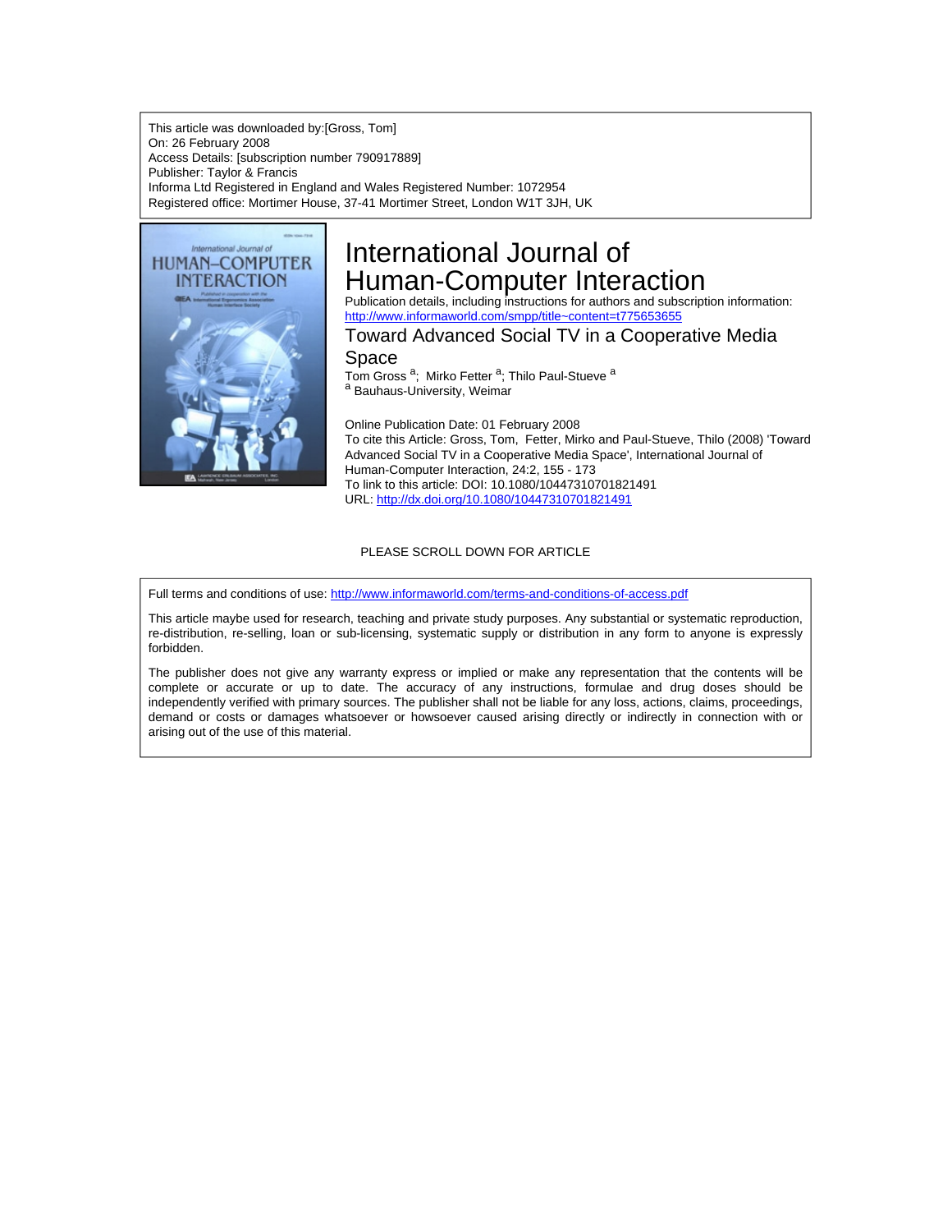This article was downloaded by:[Gross, Tom]
On: 26 February 2008
Access Details: [subscription number 790917889]
Publisher: Taylor & Francis
Informa Ltd Registered in England and Wales Registered Number: 1072954
Registered office: Mortimer House, 37-41 Mortimer Street, London W1T 3JH, UK

# International Journal of Human-Computer Interaction

Publication details, including instructions for authors and subscription information:
http://www.informaworld.com/smpp/title~content=t775653655

## Toward Advanced Social TV in a Cooperative Media Space

Tom Gross [a]; Mirko Fetter [a]; Thilo Paul-Stueve [a]

[a] Bauhaus-University, Weimar

Online Publication Date: 01 February 2008

To cite this Article: Gross, Tom, Fetter, Mirko and Paul-Stueve, Thilo (2008) 'Toward Advanced Social TV in a Cooperative Media Space', International Journal of Human-Computer Interaction, 24:2, 155 - 173

To link to this article: DOI: 10.1080/10447310701821491

URL: http://dx.doi.org/10.1080/10447310701821491

PLEASE SCROLL DOWN FOR ARTICLE

Full terms and conditions of use: http://www.informaworld.com/terms-and-conditions-of-access.pdf

This article maybe used for research, teaching and private study purposes. Any substantial or systematic reproduction, re-distribution, re-selling, loan or sub-licensing, systematic supply or distribution in any form to anyone is expressly forbidden.

The publisher does not give any warranty express or implied or make any representation that the contents will be complete or accurate or up to date. The accuracy of any instructions, formulae and drug doses should be independently verified with primary sources. The publisher shall not be liable for any loss, actions, claims, proceedings, demand or costs or damages whatsoever or howsoever caused arising directly or indirectly in connection with or arising out of the use of this material.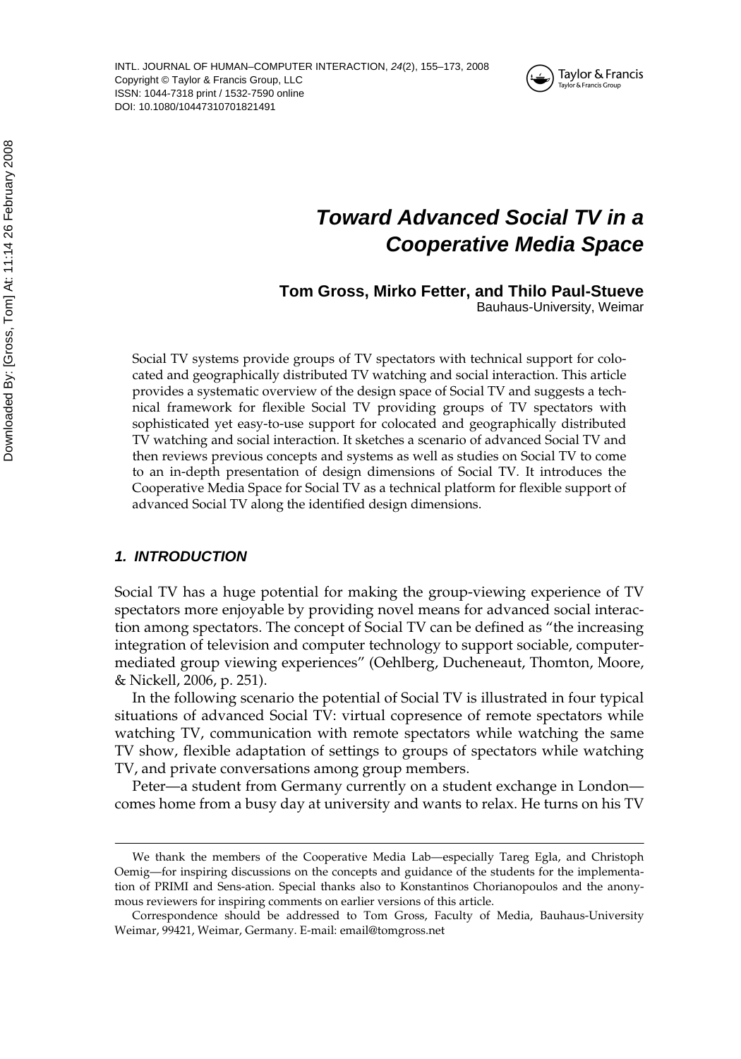# Toward Advanced Social TV in a Cooperative Media Space

**Tom Gross, Mirko Fetter, and Thilo Paul-Stueve**
Bauhaus-University, Weimar

Social TV systems provide groups of TV spectators with technical support for colocated and geographically distributed TV watching and social interaction. This article provides a systematic overview of the design space of Social TV and suggests a technical framework for flexible Social TV providing groups of TV spectators with sophisticated yet easy-to-use support for colocated and geographically distributed TV watching and social interaction. It sketches a scenario of advanced Social TV and then reviews previous concepts and systems as well as studies on Social TV to come to an in-depth presentation of design dimensions of Social TV. It introduces the Cooperative Media Space for Social TV as a technical platform for flexible support of advanced Social TV along the identified design dimensions.

## 1. INTRODUCTION

Social TV has a huge potential for making the group-viewing experience of TV spectators more enjoyable by providing novel means for advanced social interaction among spectators. The concept of Social TV can be defined as "the increasing integration of television and computer technology to support sociable, computer-mediated group viewing experiences" (Oehlberg, Ducheneaut, Thomton, Moore, & Nickell, 2006, p. 251).

In the following scenario the potential of Social TV is illustrated in four typical situations of advanced Social TV: virtual copresence of remote spectators while watching TV, communication with remote spectators while watching the same TV show, flexible adaptation of settings to groups of spectators while watching TV, and private conversations among group members.

Peter—a student from Germany currently on a student exchange in London—comes home from a busy day at university and wants to relax. He turns on his TV

---

We thank the members of the Cooperative Media Lab—especially Tareg Egla, and Christoph Oemig—for inspiring discussions on the concepts and guidance of the students for the implementation of PRIMI and Sens-ation. Special thanks also to Konstantinos Chorianopoulos and the anonymous reviewers for inspiring comments on earlier versions of this article.

Correspondence should be addressed to Tom Gross, Faculty of Media, Bauhaus-University Weimar, 99421, Weimar, Germany. E-mail: email@tomgross.net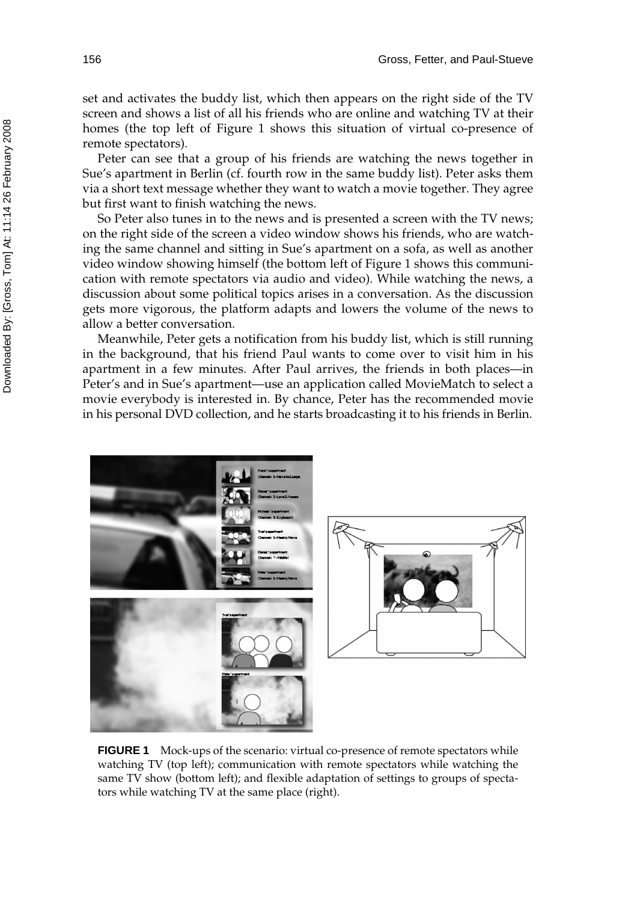set and activates the buddy list, which then appears on the right side of the TV screen and shows a list of all his friends who are online and watching TV at their homes (the top left of Figure 1 shows this situation of virtual co-presence of remote spectators).

Peter can see that a group of his friends are watching the news together in Sue's apartment in Berlin (cf. fourth row in the same buddy list). Peter asks them via a short text message whether they want to watch a movie together. They agree but first want to finish watching the news.

So Peter also tunes in to the news and is presented a screen with the TV news; on the right side of the screen a video window shows his friends, who are watching the same channel and sitting in Sue's apartment on a sofa, as well as another video window showing himself (the bottom left of Figure 1 shows this communication with remote spectators via audio and video). While watching the news, a discussion about some political topics arises in a conversation. As the discussion gets more vigorous, the platform adapts and lowers the volume of the news to allow a better conversation.

Meanwhile, Peter gets a notification from his buddy list, which is still running in the background, that his friend Paul wants to come over to visit him in his apartment in a few minutes. After Paul arrives, the friends in both places—in Peter's and in Sue's apartment—use an application called MovieMatch to select a movie everybody is interested in. By chance, Peter has the recommended movie in his personal DVD collection, and he starts broadcasting it to his friends in Berlin.

**FIGURE 1** Mock-ups of the scenario: virtual co-presence of remote spectators while watching TV (top left); communication with remote spectators while watching the same TV show (bottom left); and flexible adaptation of settings to groups of spectators while watching TV at the same place (right).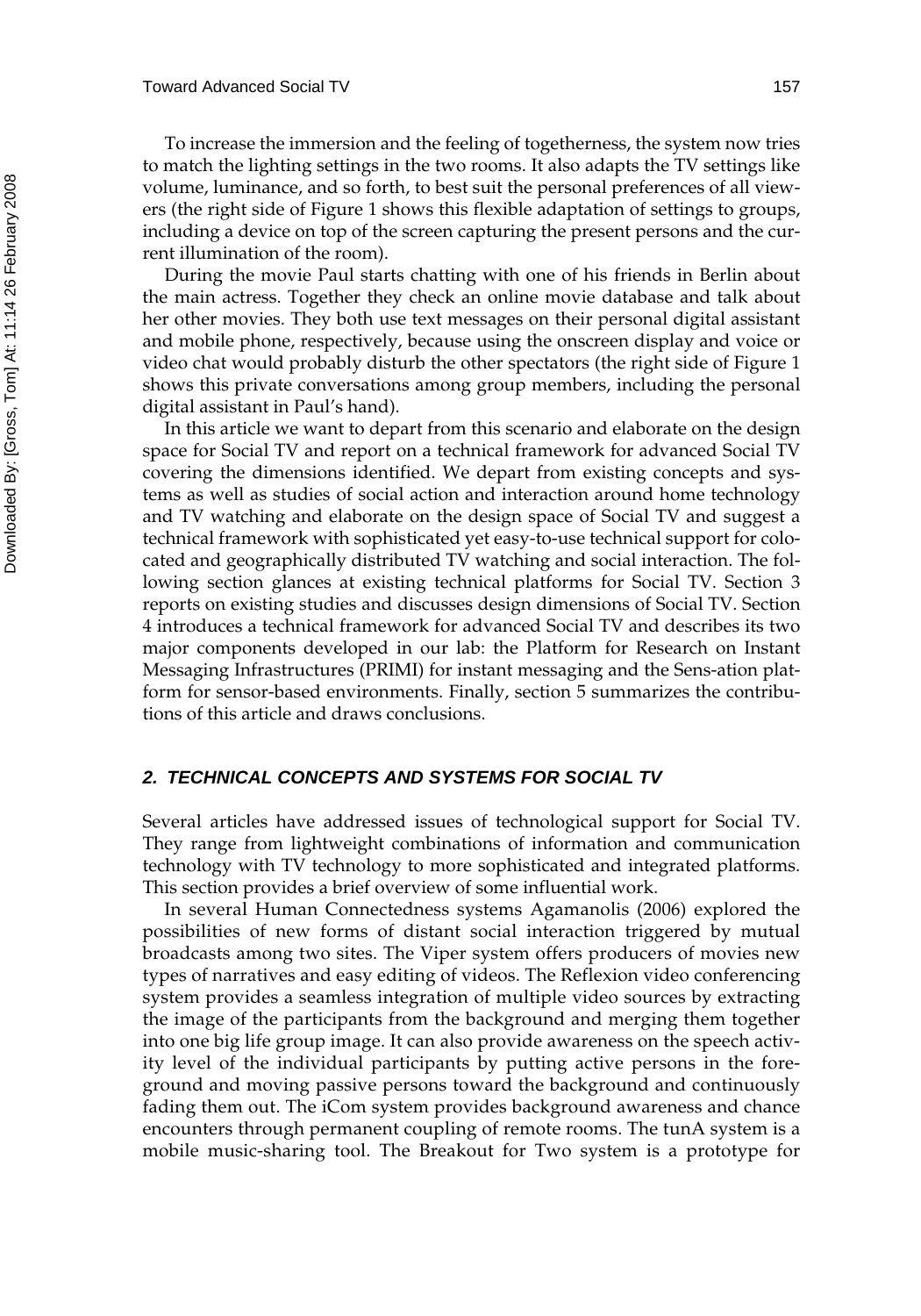To increase the immersion and the feeling of togetherness, the system now tries to match the lighting settings in the two rooms. It also adapts the TV settings like volume, luminance, and so forth, to best suit the personal preferences of all viewers (the right side of Figure 1 shows this flexible adaptation of settings to groups, including a device on top of the screen capturing the present persons and the current illumination of the room).

During the movie Paul starts chatting with one of his friends in Berlin about the main actress. Together they check an online movie database and talk about her other movies. They both use text messages on their personal digital assistant and mobile phone, respectively, because using the onscreen display and voice or video chat would probably disturb the other spectators (the right side of Figure 1 shows this private conversations among group members, including the personal digital assistant in Paul's hand).

In this article we want to depart from this scenario and elaborate on the design space for Social TV and report on a technical framework for advanced Social TV covering the dimensions identified. We depart from existing concepts and systems as well as studies of social action and interaction around home technology and TV watching and elaborate on the design space of Social TV and suggest a technical framework with sophisticated yet easy-to-use technical support for colocated and geographically distributed TV watching and social interaction. The following section glances at existing technical platforms for Social TV. Section 3 reports on existing studies and discusses design dimensions of Social TV. Section 4 introduces a technical framework for advanced Social TV and describes its two major components developed in our lab: the Platform for Research on Instant Messaging Infrastructures (PRIMI) for instant messaging and the Sens-ation platform for sensor-based environments. Finally, section 5 summarizes the contributions of this article and draws conclusions.

## 2. TECHNICAL CONCEPTS AND SYSTEMS FOR SOCIAL TV

Several articles have addressed issues of technological support for Social TV. They range from lightweight combinations of information and communication technology with TV technology to more sophisticated and integrated platforms. This section provides a brief overview of some influential work.

In several Human Connectedness systems Agamanolis (2006) explored the possibilities of new forms of distant social interaction triggered by mutual broadcasts among two sites. The Viper system offers producers of movies new types of narratives and easy editing of videos. The Reflexion video conferencing system provides a seamless integration of multiple video sources by extracting the image of the participants from the background and merging them together into one big life group image. It can also provide awareness on the speech activity level of the individual participants by putting active persons in the foreground and moving passive persons toward the background and continuously fading them out. The iCom system provides background awareness and chance encounters through permanent coupling of remote rooms. The tunA system is a mobile music-sharing tool. The Breakout for Two system is a prototype for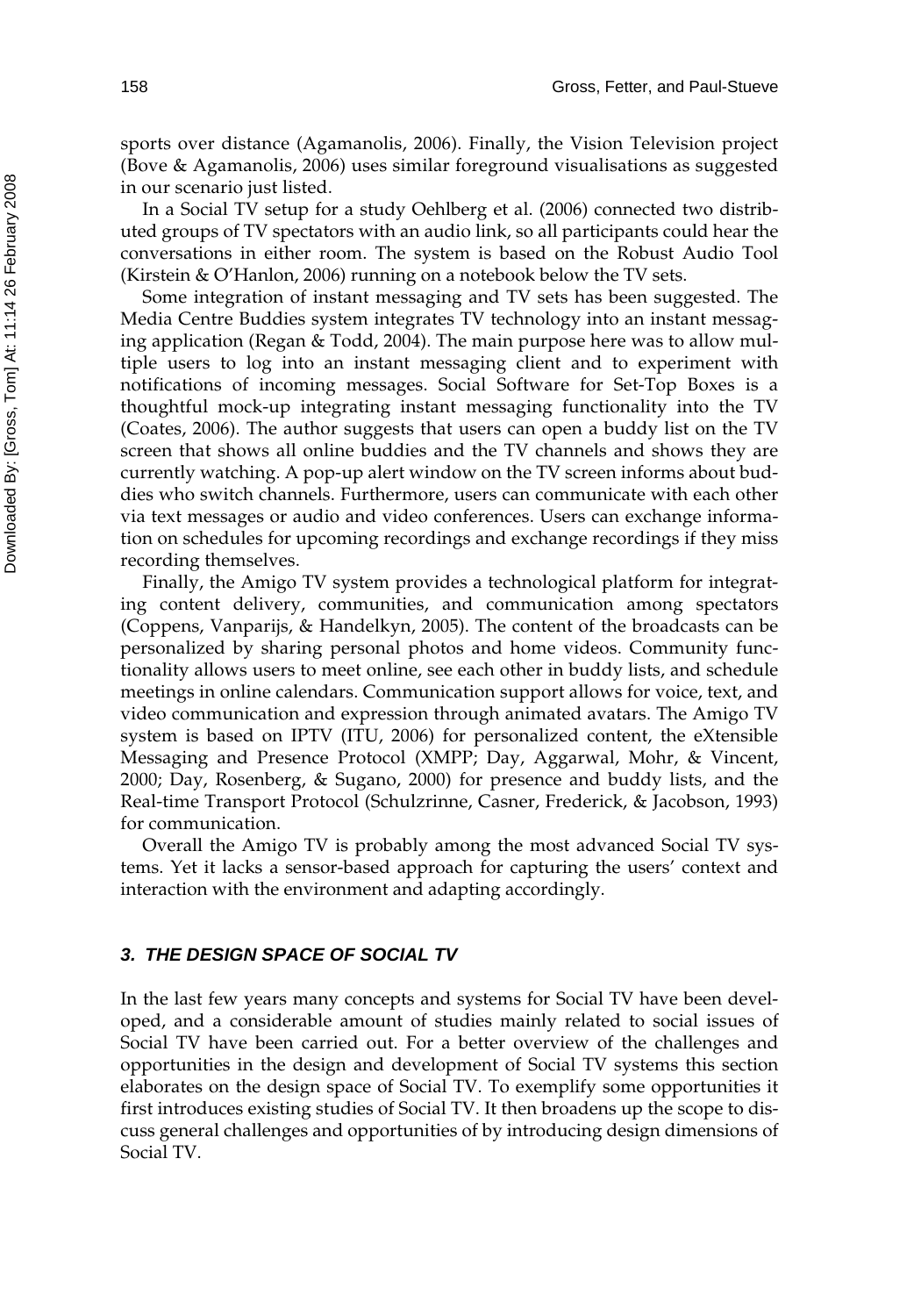sports over distance (Agamanolis, 2006). Finally, the Vision Television project (Bove & Agamanolis, 2006) uses similar foreground visualisations as suggested in our scenario just listed.

In a Social TV setup for a study Oehlberg et al. (2006) connected two distributed groups of TV spectators with an audio link, so all participants could hear the conversations in either room. The system is based on the Robust Audio Tool (Kirstein & O'Hanlon, 2006) running on a notebook below the TV sets.

Some integration of instant messaging and TV sets has been suggested. The Media Centre Buddies system integrates TV technology into an instant messaging application (Regan & Todd, 2004). The main purpose here was to allow multiple users to log into an instant messaging client and to experiment with notifications of incoming messages. Social Software for Set-Top Boxes is a thoughtful mock-up integrating instant messaging functionality into the TV (Coates, 2006). The author suggests that users can open a buddy list on the TV screen that shows all online buddies and the TV channels and shows they are currently watching. A pop-up alert window on the TV screen informs about buddies who switch channels. Furthermore, users can communicate with each other via text messages or audio and video conferences. Users can exchange information on schedules for upcoming recordings and exchange recordings if they miss recording themselves.

Finally, the Amigo TV system provides a technological platform for integrating content delivery, communities, and communication among spectators (Coppens, Vanparijs, & Handelkyn, 2005). The content of the broadcasts can be personalized by sharing personal photos and home videos. Community functionality allows users to meet online, see each other in buddy lists, and schedule meetings in online calendars. Communication support allows for voice, text, and video communication and expression through animated avatars. The Amigo TV system is based on IPTV (ITU, 2006) for personalized content, the eXtensible Messaging and Presence Protocol (XMPP; Day, Aggarwal, Mohr, & Vincent, 2000; Day, Rosenberg, & Sugano, 2000) for presence and buddy lists, and the Real-time Transport Protocol (Schulzrinne, Casner, Frederick, & Jacobson, 1993) for communication.

Overall the Amigo TV is probably among the most advanced Social TV systems. Yet it lacks a sensor-based approach for capturing the users' context and interaction with the environment and adapting accordingly.

## 3. THE DESIGN SPACE OF SOCIAL TV

In the last few years many concepts and systems for Social TV have been developed, and a considerable amount of studies mainly related to social issues of Social TV have been carried out. For a better overview of the challenges and opportunities in the design and development of Social TV systems this section elaborates on the design space of Social TV. To exemplify some opportunities it first introduces existing studies of Social TV. It then broadens up the scope to discuss general challenges and opportunities of by introducing design dimensions of Social TV.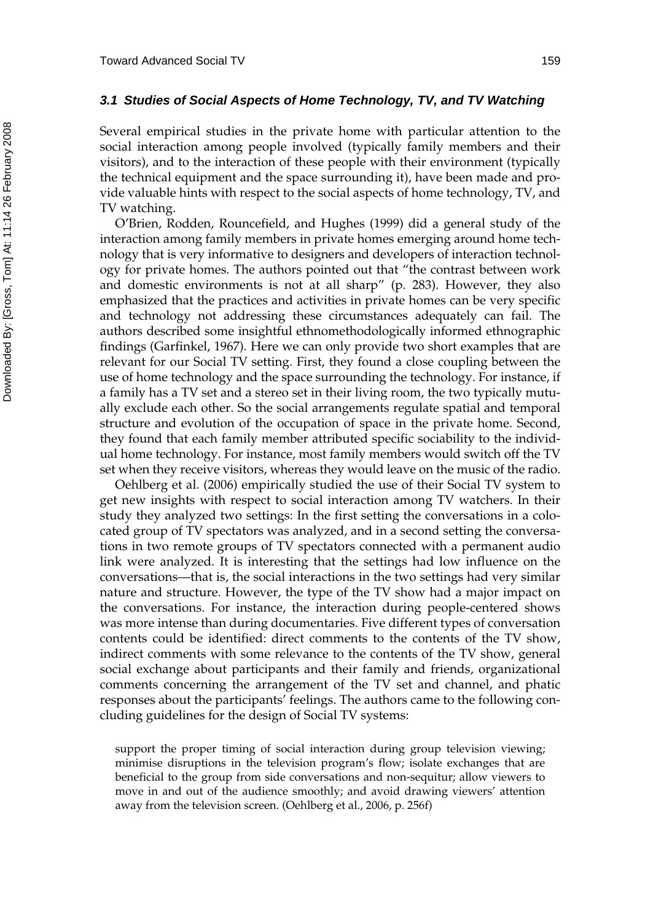### *3.1 Studies of Social Aspects of Home Technology, TV, and TV Watching*

Several empirical studies in the private home with particular attention to the social interaction among people involved (typically family members and their visitors), and to the interaction of these people with their environment (typically the technical equipment and the space surrounding it), have been made and provide valuable hints with respect to the social aspects of home technology, TV, and TV watching.

O'Brien, Rodden, Rouncefield, and Hughes (1999) did a general study of the interaction among family members in private homes emerging around home technology that is very informative to designers and developers of interaction technology for private homes. The authors pointed out that "the contrast between work and domestic environments is not at all sharp" (p. 283). However, they also emphasized that the practices and activities in private homes can be very specific and technology not addressing these circumstances adequately can fail. The authors described some insightful ethnomethodologically informed ethnographic findings (Garfinkel, 1967). Here we can only provide two short examples that are relevant for our Social TV setting. First, they found a close coupling between the use of home technology and the space surrounding the technology. For instance, if a family has a TV set and a stereo set in their living room, the two typically mutually exclude each other. So the social arrangements regulate spatial and temporal structure and evolution of the occupation of space in the private home. Second, they found that each family member attributed specific sociability to the individual home technology. For instance, most family members would switch off the TV set when they receive visitors, whereas they would leave on the music of the radio.

Oehlberg et al. (2006) empirically studied the use of their Social TV system to get new insights with respect to social interaction among TV watchers. In their study they analyzed two settings: In the first setting the conversations in a colocated group of TV spectators was analyzed, and in a second setting the conversations in two remote groups of TV spectators connected with a permanent audio link were analyzed. It is interesting that the settings had low influence on the conversations—that is, the social interactions in the two settings had very similar nature and structure. However, the type of the TV show had a major impact on the conversations. For instance, the interaction during people-centered shows was more intense than during documentaries. Five different types of conversation contents could be identified: direct comments to the contents of the TV show, indirect comments with some relevance to the contents of the TV show, general social exchange about participants and their family and friends, organizational comments concerning the arrangement of the TV set and channel, and phatic responses about the participants' feelings. The authors came to the following concluding guidelines for the design of Social TV systems:

> support the proper timing of social interaction during group television viewing; minimise disruptions in the television program's flow; isolate exchanges that are beneficial to the group from side conversations and non-sequitur; allow viewers to move in and out of the audience smoothly; and avoid drawing viewers' attention away from the television screen. (Oehlberg et al., 2006, p. 256f)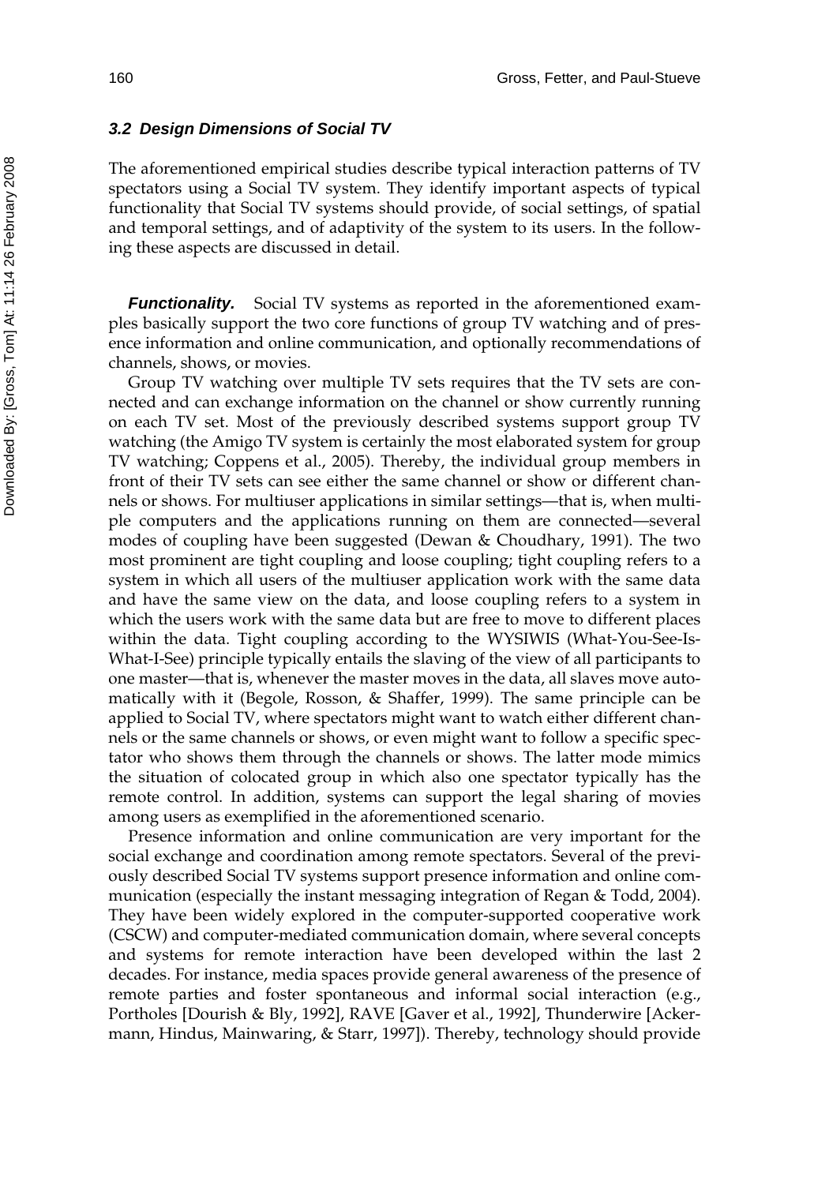### 3.2 Design Dimensions of Social TV

The aforementioned empirical studies describe typical interaction patterns of TV spectators using a Social TV system. They identify important aspects of typical functionality that Social TV systems should provide, of social settings, of spatial and temporal settings, and of adaptivity of the system to its users. In the following these aspects are discussed in detail.

***Functionality.*** Social TV systems as reported in the aforementioned examples basically support the two core functions of group TV watching and of presence information and online communication, and optionally recommendations of channels, shows, or movies.

Group TV watching over multiple TV sets requires that the TV sets are connected and can exchange information on the channel or show currently running on each TV set. Most of the previously described systems support group TV watching (the Amigo TV system is certainly the most elaborated system for group TV watching; Coppens et al., 2005). Thereby, the individual group members in front of their TV sets can see either the same channel or show or different channels or shows. For multiuser applications in similar settings—that is, when multiple computers and the applications running on them are connected—several modes of coupling have been suggested (Dewan & Choudhary, 1991). The two most prominent are tight coupling and loose coupling; tight coupling refers to a system in which all users of the multiuser application work with the same data and have the same view on the data, and loose coupling refers to a system in which the users work with the same data but are free to move to different places within the data. Tight coupling according to the WYSIWIS (What-You-See-Is-What-I-See) principle typically entails the slaving of the view of all participants to one master—that is, whenever the master moves in the data, all slaves move automatically with it (Begole, Rosson, & Shaffer, 1999). The same principle can be applied to Social TV, where spectators might want to watch either different channels or the same channels or shows, or even might want to follow a specific spectator who shows them through the channels or shows. The latter mode mimics the situation of colocated group in which also one spectator typically has the remote control. In addition, systems can support the legal sharing of movies among users as exemplified in the aforementioned scenario.

Presence information and online communication are very important for the social exchange and coordination among remote spectators. Several of the previously described Social TV systems support presence information and online communication (especially the instant messaging integration of Regan & Todd, 2004). They have been widely explored in the computer-supported cooperative work (CSCW) and computer-mediated communication domain, where several concepts and systems for remote interaction have been developed within the last 2 decades. For instance, media spaces provide general awareness of the presence of remote parties and foster spontaneous and informal social interaction (e.g., Portholes [Dourish & Bly, 1992], RAVE [Gaver et al., 1992], Thunderwire [Ackermann, Hindus, Mainwaring, & Starr, 1997]). Thereby, technology should provide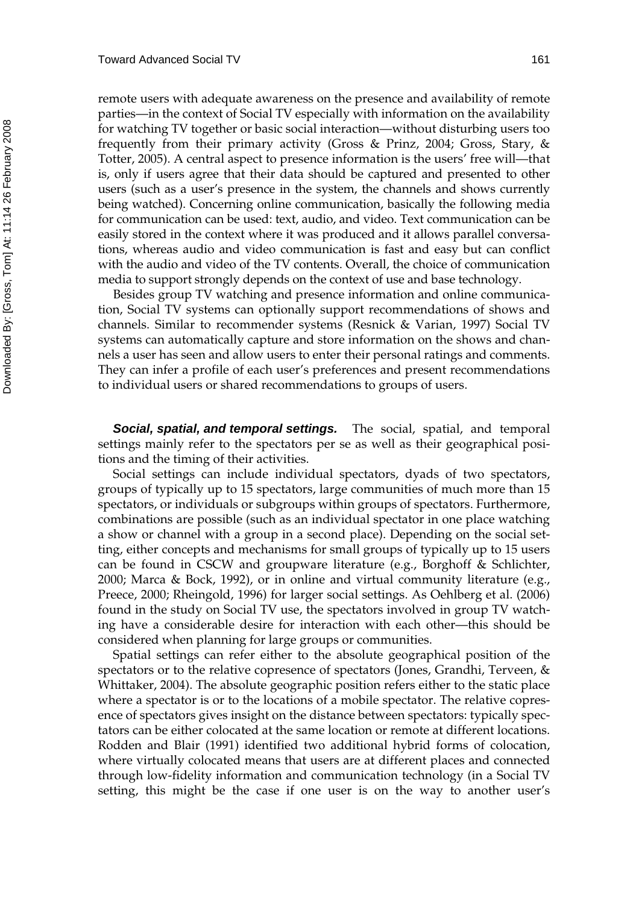remote users with adequate awareness on the presence and availability of remote parties—in the context of Social TV especially with information on the availability for watching TV together or basic social interaction—without disturbing users too frequently from their primary activity (Gross & Prinz, 2004; Gross, Stary, & Totter, 2005). A central aspect to presence information is the users' free will—that is, only if users agree that their data should be captured and presented to other users (such as a user's presence in the system, the channels and shows currently being watched). Concerning online communication, basically the following media for communication can be used: text, audio, and video. Text communication can be easily stored in the context where it was produced and it allows parallel conversations, whereas audio and video communication is fast and easy but can conflict with the audio and video of the TV contents. Overall, the choice of communication media to support strongly depends on the context of use and base technology.

Besides group TV watching and presence information and online communication, Social TV systems can optionally support recommendations of shows and channels. Similar to recommender systems (Resnick & Varian, 1997) Social TV systems can automatically capture and store information on the shows and channels a user has seen and allow users to enter their personal ratings and comments. They can infer a profile of each user's preferences and present recommendations to individual users or shared recommendations to groups of users.

***Social, spatial, and temporal settings.*** The social, spatial, and temporal settings mainly refer to the spectators per se as well as their geographical positions and the timing of their activities.

Social settings can include individual spectators, dyads of two spectators, groups of typically up to 15 spectators, large communities of much more than 15 spectators, or individuals or subgroups within groups of spectators. Furthermore, combinations are possible (such as an individual spectator in one place watching a show or channel with a group in a second place). Depending on the social setting, either concepts and mechanisms for small groups of typically up to 15 users can be found in CSCW and groupware literature (e.g., Borghoff & Schlichter, 2000; Marca & Bock, 1992), or in online and virtual community literature (e.g., Preece, 2000; Rheingold, 1996) for larger social settings. As Oehlberg et al. (2006) found in the study on Social TV use, the spectators involved in group TV watching have a considerable desire for interaction with each other—this should be considered when planning for large groups or communities.

Spatial settings can refer either to the absolute geographical position of the spectators or to the relative copresence of spectators (Jones, Grandhi, Terveen, & Whittaker, 2004). The absolute geographic position refers either to the static place where a spectator is or to the locations of a mobile spectator. The relative copresence of spectators gives insight on the distance between spectators: typically spectators can be either colocated at the same location or remote at different locations. Rodden and Blair (1991) identified two additional hybrid forms of colocation, where virtually colocated means that users are at different places and connected through low-fidelity information and communication technology (in a Social TV setting, this might be the case if one user is on the way to another user's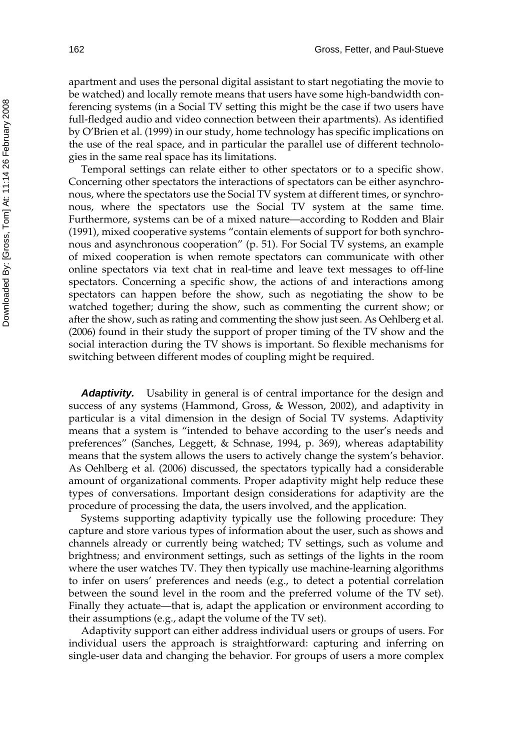apartment and uses the personal digital assistant to start negotiating the movie to be watched) and locally remote means that users have some high-bandwidth conferencing systems (in a Social TV setting this might be the case if two users have full-fledged audio and video connection between their apartments). As identified by O'Brien et al. (1999) in our study, home technology has specific implications on the use of the real space, and in particular the parallel use of different technologies in the same real space has its limitations.

Temporal settings can relate either to other spectators or to a specific show. Concerning other spectators the interactions of spectators can be either asynchronous, where the spectators use the Social TV system at different times, or synchronous, where the spectators use the Social TV system at the same time. Furthermore, systems can be of a mixed nature—according to Rodden and Blair (1991), mixed cooperative systems "contain elements of support for both synchronous and asynchronous cooperation" (p. 51). For Social TV systems, an example of mixed cooperation is when remote spectators can communicate with other online spectators via text chat in real-time and leave text messages to off-line spectators. Concerning a specific show, the actions of and interactions among spectators can happen before the show, such as negotiating the show to be watched together; during the show, such as commenting the current show; or after the show, such as rating and commenting the show just seen. As Oehlberg et al. (2006) found in their study the support of proper timing of the TV show and the social interaction during the TV shows is important. So flexible mechanisms for switching between different modes of coupling might be required.

***Adaptivity.*** Usability in general is of central importance for the design and success of any systems (Hammond, Gross, & Wesson, 2002), and adaptivity in particular is a vital dimension in the design of Social TV systems. Adaptivity means that a system is "intended to behave according to the user's needs and preferences" (Sanches, Leggett, & Schnase, 1994, p. 369), whereas adaptability means that the system allows the users to actively change the system's behavior. As Oehlberg et al. (2006) discussed, the spectators typically had a considerable amount of organizational comments. Proper adaptivity might help reduce these types of conversations. Important design considerations for adaptivity are the procedure of processing the data, the users involved, and the application.

Systems supporting adaptivity typically use the following procedure: They capture and store various types of information about the user, such as shows and channels already or currently being watched; TV settings, such as volume and brightness; and environment settings, such as settings of the lights in the room where the user watches TV. They then typically use machine-learning algorithms to infer on users' preferences and needs (e.g., to detect a potential correlation between the sound level in the room and the preferred volume of the TV set). Finally they actuate—that is, adapt the application or environment according to their assumptions (e.g., adapt the volume of the TV set).

Adaptivity support can either address individual users or groups of users. For individual users the approach is straightforward: capturing and inferring on single-user data and changing the behavior. For groups of users a more complex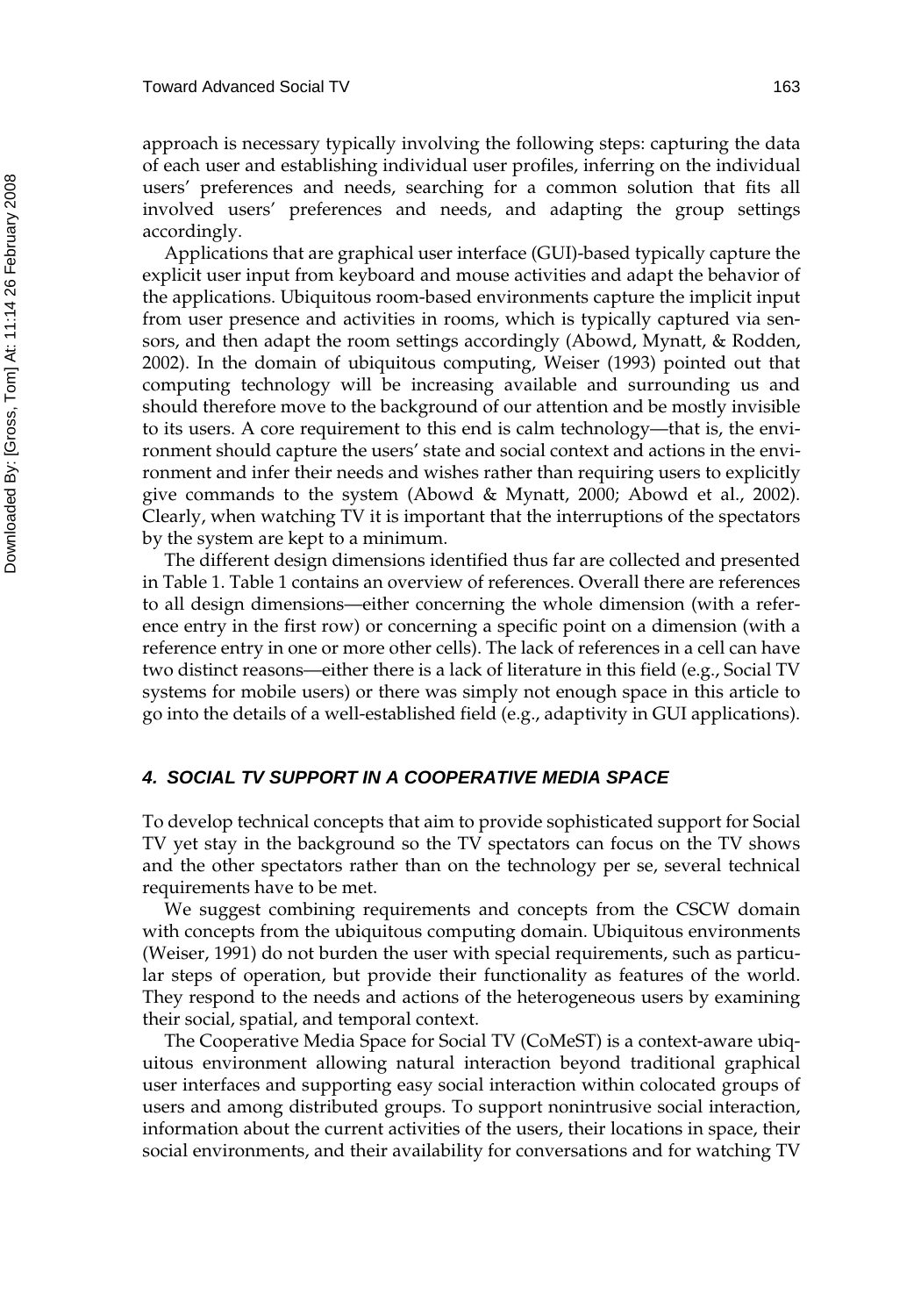approach is necessary typically involving the following steps: capturing the data of each user and establishing individual user profiles, inferring on the individual users' preferences and needs, searching for a common solution that fits all involved users' preferences and needs, and adapting the group settings accordingly.

Applications that are graphical user interface (GUI)-based typically capture the explicit user input from keyboard and mouse activities and adapt the behavior of the applications. Ubiquitous room-based environments capture the implicit input from user presence and activities in rooms, which is typically captured via sensors, and then adapt the room settings accordingly (Abowd, Mynatt, & Rodden, 2002). In the domain of ubiquitous computing, Weiser (1993) pointed out that computing technology will be increasing available and surrounding us and should therefore move to the background of our attention and be mostly invisible to its users. A core requirement to this end is calm technology—that is, the environment should capture the users' state and social context and actions in the environment and infer their needs and wishes rather than requiring users to explicitly give commands to the system (Abowd & Mynatt, 2000; Abowd et al., 2002). Clearly, when watching TV it is important that the interruptions of the spectators by the system are kept to a minimum.

The different design dimensions identified thus far are collected and presented in Table 1. Table 1 contains an overview of references. Overall there are references to all design dimensions—either concerning the whole dimension (with a reference entry in the first row) or concerning a specific point on a dimension (with a reference entry in one or more other cells). The lack of references in a cell can have two distinct reasons—either there is a lack of literature in this field (e.g., Social TV systems for mobile users) or there was simply not enough space in this article to go into the details of a well-established field (e.g., adaptivity in GUI applications).

## 4. SOCIAL TV SUPPORT IN A COOPERATIVE MEDIA SPACE

To develop technical concepts that aim to provide sophisticated support for Social TV yet stay in the background so the TV spectators can focus on the TV shows and the other spectators rather than on the technology per se, several technical requirements have to be met.

We suggest combining requirements and concepts from the CSCW domain with concepts from the ubiquitous computing domain. Ubiquitous environments (Weiser, 1991) do not burden the user with special requirements, such as particular steps of operation, but provide their functionality as features of the world. They respond to the needs and actions of the heterogeneous users by examining their social, spatial, and temporal context.

The Cooperative Media Space for Social TV (CoMeST) is a context-aware ubiquitous environment allowing natural interaction beyond traditional graphical user interfaces and supporting easy social interaction within colocated groups of users and among distributed groups. To support nonintrusive social interaction, information about the current activities of the users, their locations in space, their social environments, and their availability for conversations and for watching TV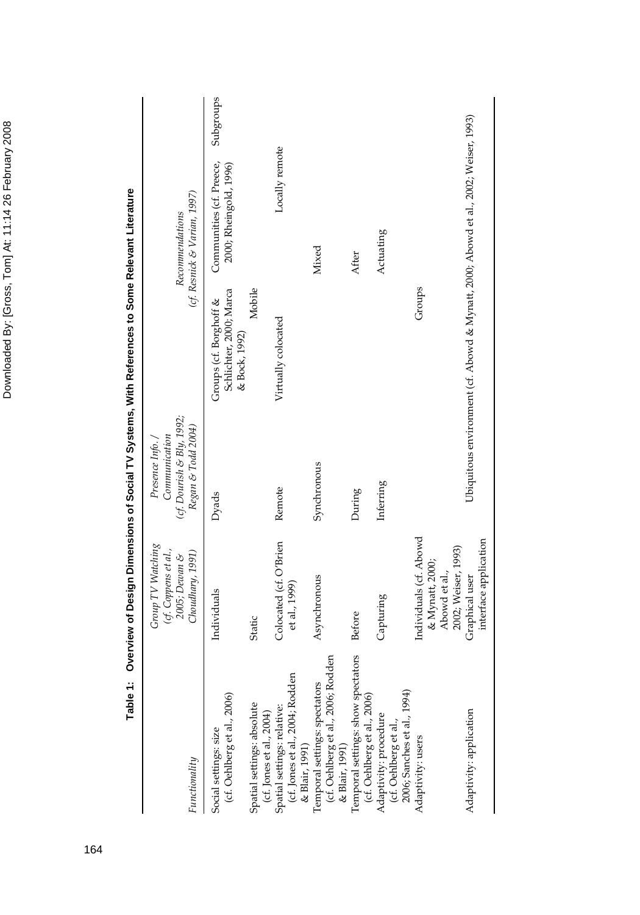**Table 1: Overview of Design Dimensions of Social TV Systems, With References to Some Relevant Literature**

| *Functionality* | *Group TV Watching (cf. Coppens et al., 2005; Dewan & Choudhary, 1991)* | *Presence Info./ Communication (cf. Dourish & Bly, 1992; Regan & Todd 2004)* | | *Recommendations (cf. Resnick & Varian, 1997)* | |
|---|---|---|---|---|---|
| Social settings: size (cf. Oehlberg et al., 2006) | Individuals | Dyads | Groups (cf. Borghoff & Schlichter, 2000; Marca & Bock, 1992) | Communities (cf. Preece, 2000; Rheingold, 1996) | Subgroups |
| Spatial settings: absolute (cf. Jones et al., 2004) | Static | | Mobile | | |
| Spatial settings: relative: (cf. Jones et al., 2004; Rodden & Blair, 1991) | Colocated (cf. O'Brien et al., 1999) | Remote | Virtually colocated | Locally remote | |
| Temporal settings: spectators (cf. Oehlberg et al., 2006; Rodden & Blair, 1991) | Asynchronous | Synchronous | Mixed | | |
| Temporal settings: show spectators (cf. Oehlberg et al., 2006) | Before | During | After | | |
| Adaptivity: procedure (cf. Oehlberg et al., 2006; Sanches et al., 1994) | Capturing | Inferring | Actuating | | |
| Adaptivity: users | Individuals (cf. Abowd & Mynatt, 2000; Abowd et al., 2002; Weiser, 1993) | | Groups | | |
| Adaptivity: application | Graphical user interface application | Ubiquitous environment (cf. Abowd & Mynatt, 2000; Abowd et al., 2002; Weiser, 1993) | | | |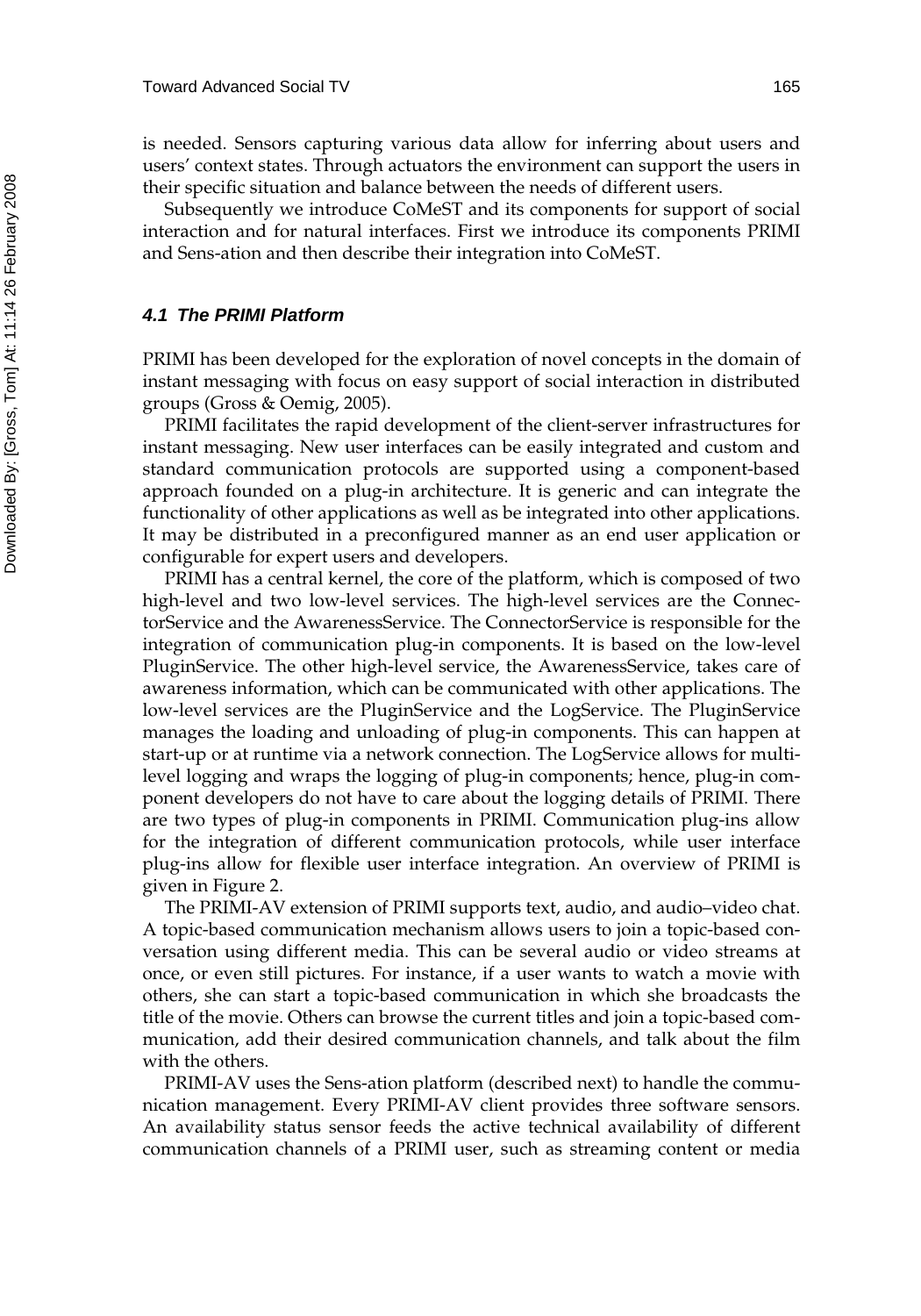is needed. Sensors capturing various data allow for inferring about users and users' context states. Through actuators the environment can support the users in their specific situation and balance between the needs of different users.

Subsequently we introduce CoMeST and its components for support of social interaction and for natural interfaces. First we introduce its components PRIMI and Sens-ation and then describe their integration into CoMeST.

### *4.1 The PRIMI Platform*

PRIMI has been developed for the exploration of novel concepts in the domain of instant messaging with focus on easy support of social interaction in distributed groups (Gross & Oemig, 2005).

PRIMI facilitates the rapid development of the client-server infrastructures for instant messaging. New user interfaces can be easily integrated and custom and standard communication protocols are supported using a component-based approach founded on a plug-in architecture. It is generic and can integrate the functionality of other applications as well as be integrated into other applications. It may be distributed in a preconfigured manner as an end user application or configurable for expert users and developers.

PRIMI has a central kernel, the core of the platform, which is composed of two high-level and two low-level services. The high-level services are the ConnectorService and the AwarenessService. The ConnectorService is responsible for the integration of communication plug-in components. It is based on the low-level PluginService. The other high-level service, the AwarenessService, takes care of awareness information, which can be communicated with other applications. The low-level services are the PluginService and the LogService. The PluginService manages the loading and unloading of plug-in components. This can happen at start-up or at runtime via a network connection. The LogService allows for multi-level logging and wraps the logging of plug-in components; hence, plug-in component developers do not have to care about the logging details of PRIMI. There are two types of plug-in components in PRIMI. Communication plug-ins allow for the integration of different communication protocols, while user interface plug-ins allow for flexible user interface integration. An overview of PRIMI is given in Figure 2.

The PRIMI-AV extension of PRIMI supports text, audio, and audio–video chat. A topic-based communication mechanism allows users to join a topic-based conversation using different media. This can be several audio or video streams at once, or even still pictures. For instance, if a user wants to watch a movie with others, she can start a topic-based communication in which she broadcasts the title of the movie. Others can browse the current titles and join a topic-based communication, add their desired communication channels, and talk about the film with the others.

PRIMI-AV uses the Sens-ation platform (described next) to handle the communication management. Every PRIMI-AV client provides three software sensors. An availability status sensor feeds the active technical availability of different communication channels of a PRIMI user, such as streaming content or media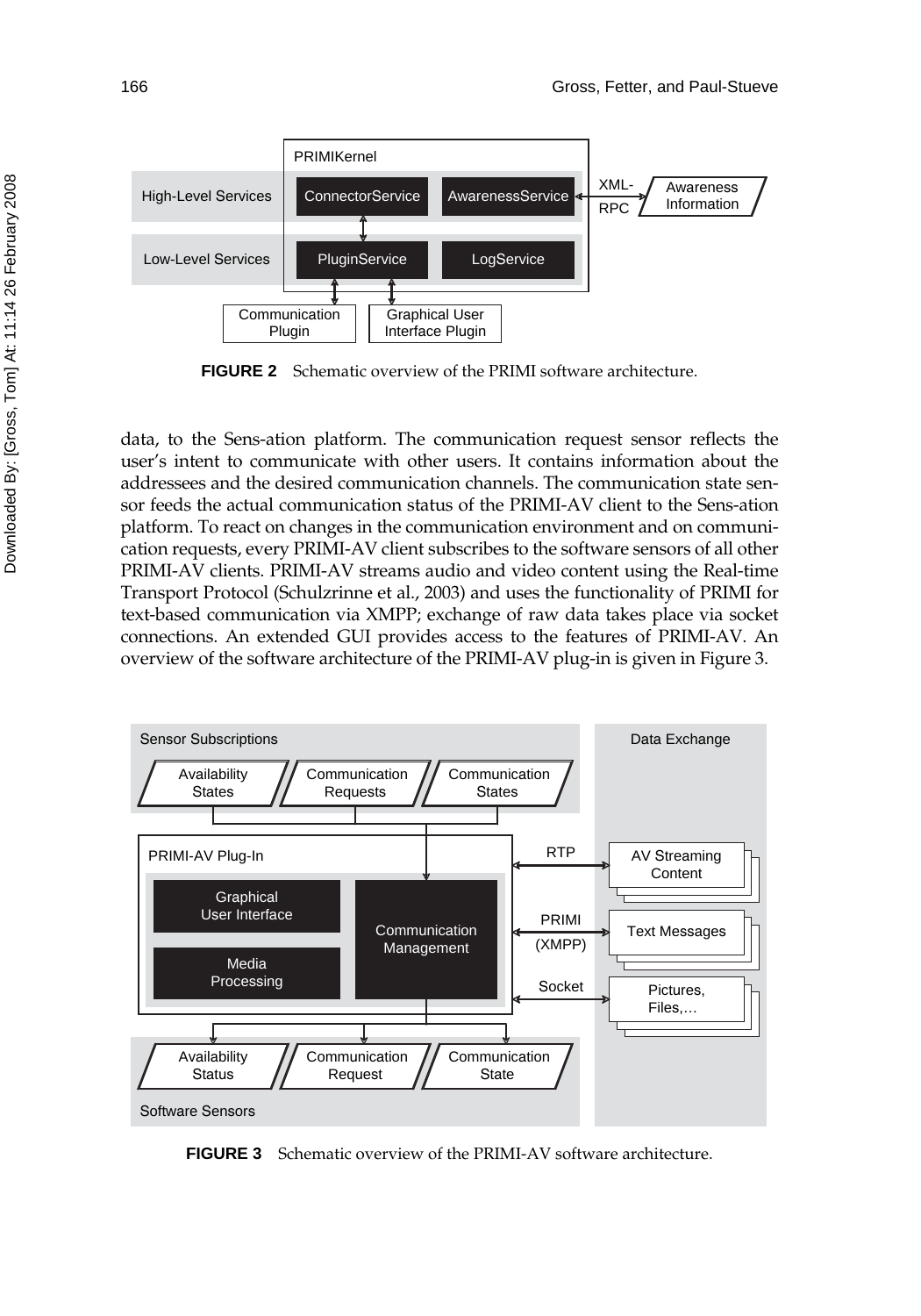FIGURE 2 Schematic overview of the PRIMI software architecture.

data, to the Sens-ation platform. The communication request sensor reflects the user's intent to communicate with other users. It contains information about the addressees and the desired communication channels. The communication state sensor feeds the actual communication status of the PRIMI-AV client to the Sens-ation platform. To react on changes in the communication environment and on communication requests, every PRIMI-AV client subscribes to the software sensors of all other PRIMI-AV clients. PRIMI-AV streams audio and video content using the Real-time Transport Protocol (Schulzrinne et al., 2003) and uses the functionality of PRIMI for text-based communication via XMPP; exchange of raw data takes place via socket connections. An extended GUI provides access to the features of PRIMI-AV. An overview of the software architecture of the PRIMI-AV plug-in is given in Figure 3.

FIGURE 3 Schematic overview of the PRIMI-AV software architecture.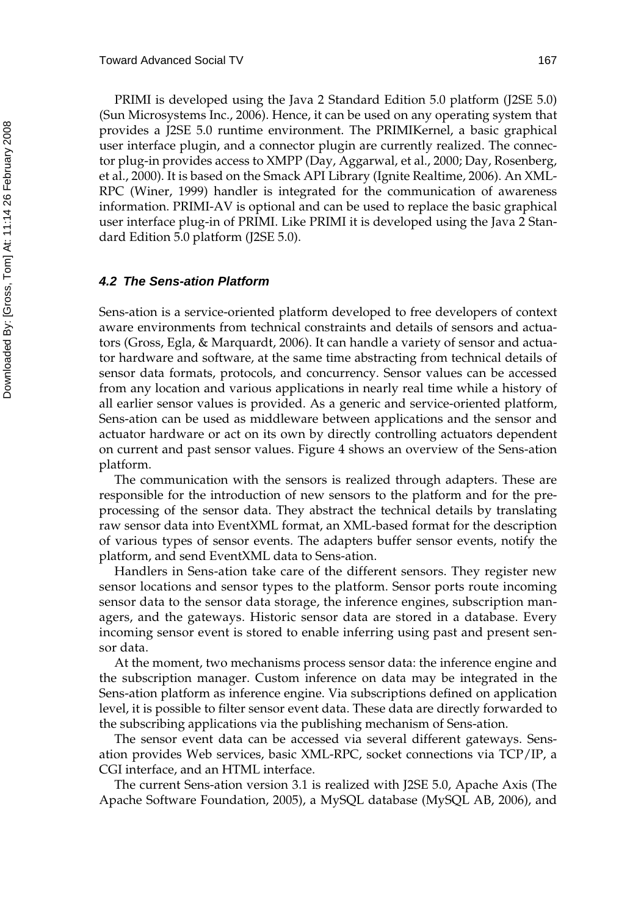PRIMI is developed using the Java 2 Standard Edition 5.0 platform (J2SE 5.0) (Sun Microsystems Inc., 2006). Hence, it can be used on any operating system that provides a J2SE 5.0 runtime environment. The PRIMIKernel, a basic graphical user interface plugin, and a connector plugin are currently realized. The connector plug-in provides access to XMPP (Day, Aggarwal, et al., 2000; Day, Rosenberg, et al., 2000). It is based on the Smack API Library (Ignite Realtime, 2006). An XML-RPC (Winer, 1999) handler is integrated for the communication of awareness information. PRIMI-AV is optional and can be used to replace the basic graphical user interface plug-in of PRIMI. Like PRIMI it is developed using the Java 2 Standard Edition 5.0 platform (J2SE 5.0).

### 4.2 The Sens-ation Platform

Sens-ation is a service-oriented platform developed to free developers of context aware environments from technical constraints and details of sensors and actuators (Gross, Egla, & Marquardt, 2006). It can handle a variety of sensor and actuator hardware and software, at the same time abstracting from technical details of sensor data formats, protocols, and concurrency. Sensor values can be accessed from any location and various applications in nearly real time while a history of all earlier sensor values is provided. As a generic and service-oriented platform, Sens-ation can be used as middleware between applications and the sensor and actuator hardware or act on its own by directly controlling actuators dependent on current and past sensor values. Figure 4 shows an overview of the Sens-ation platform.

The communication with the sensors is realized through adapters. These are responsible for the introduction of new sensors to the platform and for the preprocessing of the sensor data. They abstract the technical details by translating raw sensor data into EventXML format, an XML-based format for the description of various types of sensor events. The adapters buffer sensor events, notify the platform, and send EventXML data to Sens-ation.

Handlers in Sens-ation take care of the different sensors. They register new sensor locations and sensor types to the platform. Sensor ports route incoming sensor data to the sensor data storage, the inference engines, subscription managers, and the gateways. Historic sensor data are stored in a database. Every incoming sensor event is stored to enable inferring using past and present sensor data.

At the moment, two mechanisms process sensor data: the inference engine and the subscription manager. Custom inference on data may be integrated in the Sens-ation platform as inference engine. Via subscriptions defined on application level, it is possible to filter sensor event data. These data are directly forwarded to the subscribing applications via the publishing mechanism of Sens-ation.

The sensor event data can be accessed via several different gateways. Sens-ation provides Web services, basic XML-RPC, socket connections via TCP/IP, a CGI interface, and an HTML interface.

The current Sens-ation version 3.1 is realized with J2SE 5.0, Apache Axis (The Apache Software Foundation, 2005), a MySQL database (MySQL AB, 2006), and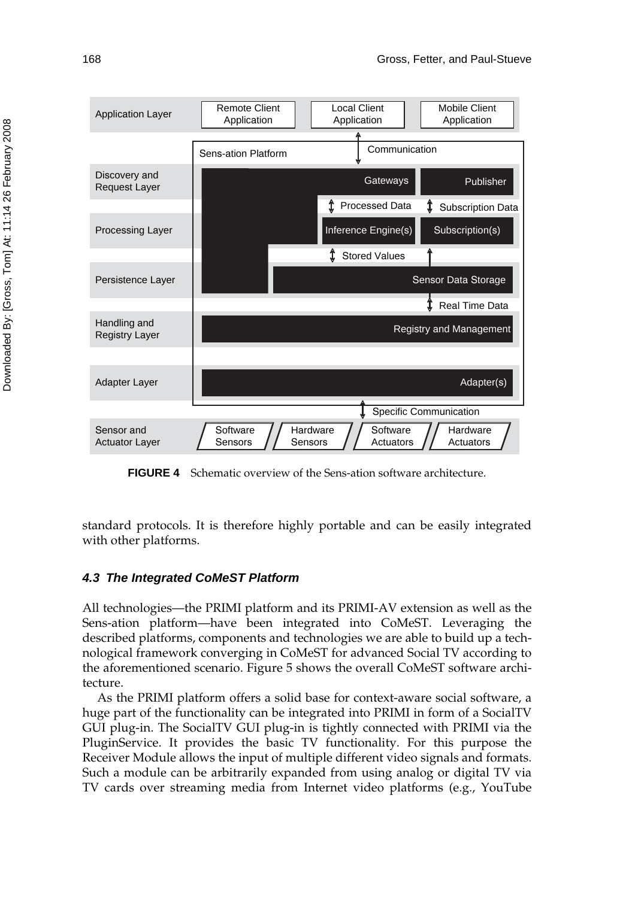FIGURE 4 Schematic overview of the Sens-ation software architecture.

standard protocols. It is therefore highly portable and can be easily integrated with other platforms.

### *4.3 The Integrated CoMeST Platform*

All technologies—the PRIMI platform and its PRIMI-AV extension as well as the Sens-ation platform—have been integrated into CoMeST. Leveraging the described platforms, components and technologies we are able to build up a technological framework converging in CoMeST for advanced Social TV according to the aforementioned scenario. Figure 5 shows the overall CoMeST software architecture.

As the PRIMI platform offers a solid base for context-aware social software, a huge part of the functionality can be integrated into PRIMI in form of a SocialTV GUI plug-in. The SocialTV GUI plug-in is tightly connected with PRIMI via the PluginService. It provides the basic TV functionality. For this purpose the Receiver Module allows the input of multiple different video signals and formats. Such a module can be arbitrarily expanded from using analog or digital TV via TV cards over streaming media from Internet video platforms (e.g., YouTube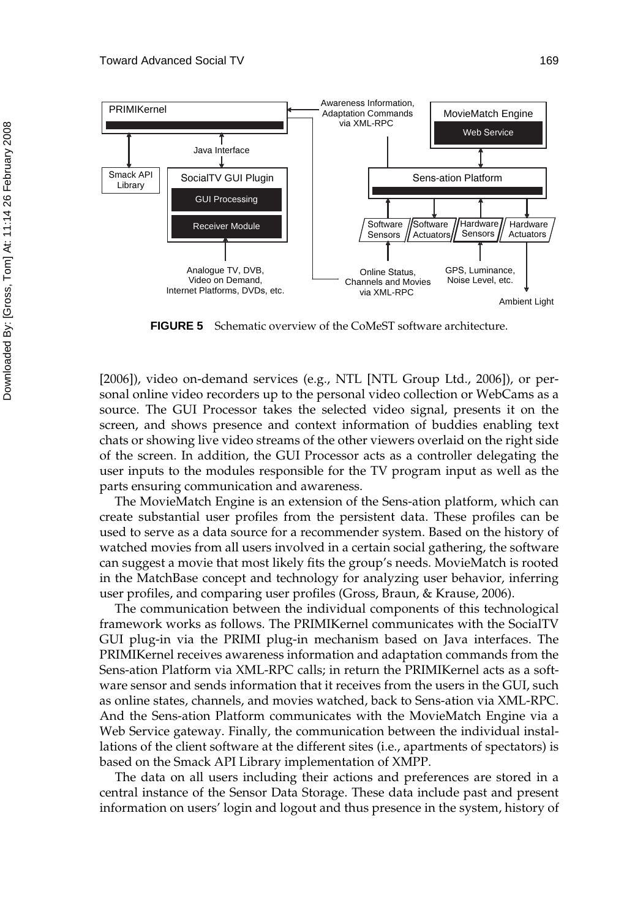FIGURE 5 Schematic overview of the CoMeST software architecture.

[2006]), video on-demand services (e.g., NTL [NTL Group Ltd., 2006]), or personal online video recorders up to the personal video collection or WebCams as a source. The GUI Processor takes the selected video signal, presents it on the screen, and shows presence and context information of buddies enabling text chats or showing live video streams of the other viewers overlaid on the right side of the screen. In addition, the GUI Processor acts as a controller delegating the user inputs to the modules responsible for the TV program input as well as the parts ensuring communication and awareness.

The MovieMatch Engine is an extension of the Sens-ation platform, which can create substantial user profiles from the persistent data. These profiles can be used to serve as a data source for a recommender system. Based on the history of watched movies from all users involved in a certain social gathering, the software can suggest a movie that most likely fits the group's needs. MovieMatch is rooted in the MatchBase concept and technology for analyzing user behavior, inferring user profiles, and comparing user profiles (Gross, Braun, & Krause, 2006).

The communication between the individual components of this technological framework works as follows. The PRIMIKernel communicates with the SocialTV GUI plug-in via the PRIMI plug-in mechanism based on Java interfaces. The PRIMIKernel receives awareness information and adaptation commands from the Sens-ation Platform via XML-RPC calls; in return the PRIMIKernel acts as a software sensor and sends information that it receives from the users in the GUI, such as online states, channels, and movies watched, back to Sens-ation via XML-RPC. And the Sens-ation Platform communicates with the MovieMatch Engine via a Web Service gateway. Finally, the communication between the individual installations of the client software at the different sites (i.e., apartments of spectators) is based on the Smack API Library implementation of XMPP.

The data on all users including their actions and preferences are stored in a central instance of the Sensor Data Storage. These data include past and present information on users' login and logout and thus presence in the system, history of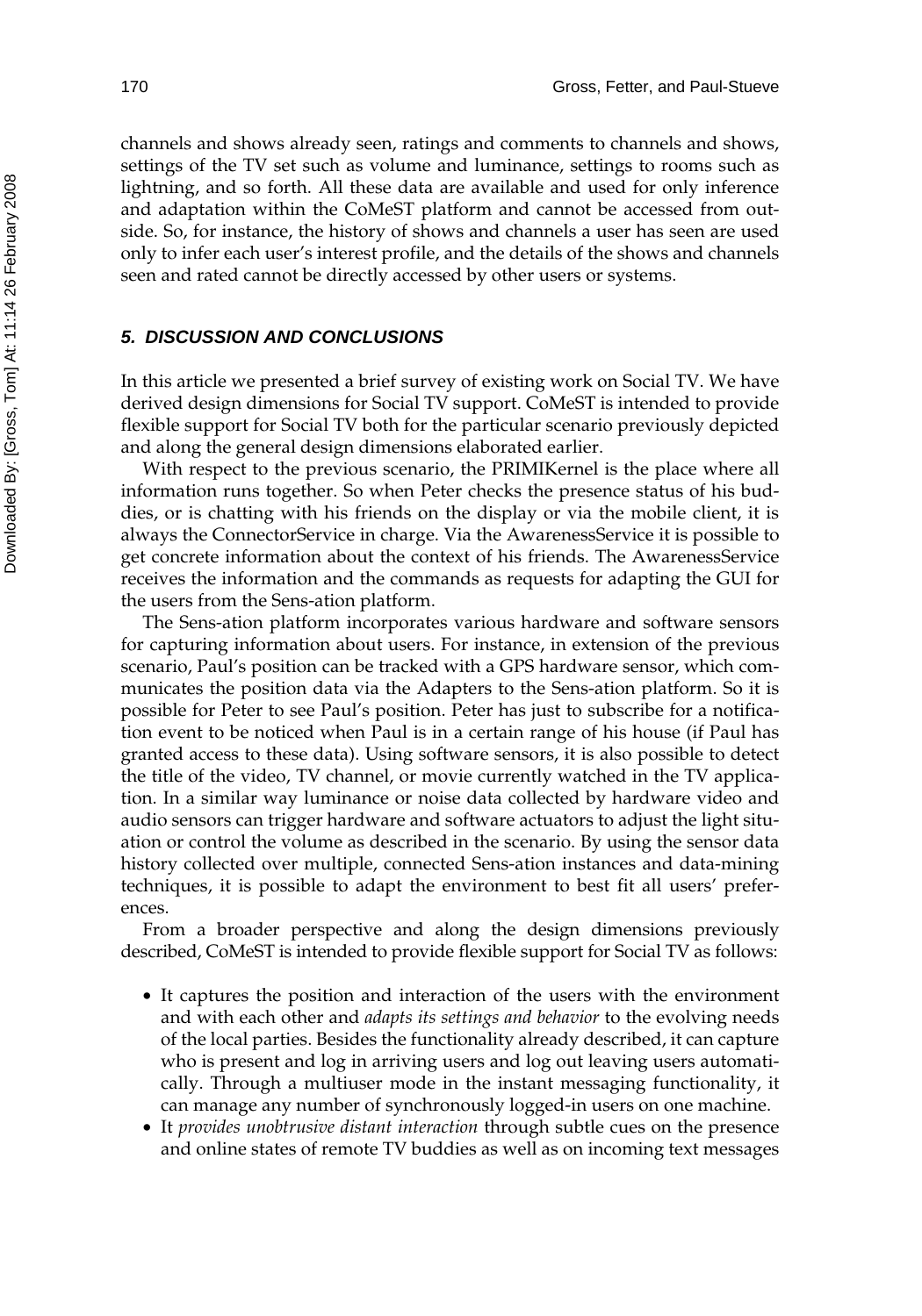channels and shows already seen, ratings and comments to channels and shows, settings of the TV set such as volume and luminance, settings to rooms such as lightning, and so forth. All these data are available and used for only inference and adaptation within the CoMeST platform and cannot be accessed from outside. So, for instance, the history of shows and channels a user has seen are used only to infer each user's interest profile, and the details of the shows and channels seen and rated cannot be directly accessed by other users or systems.

## 5. DISCUSSION AND CONCLUSIONS

In this article we presented a brief survey of existing work on Social TV. We have derived design dimensions for Social TV support. CoMeST is intended to provide flexible support for Social TV both for the particular scenario previously depicted and along the general design dimensions elaborated earlier.

With respect to the previous scenario, the PRIMIKernel is the place where all information runs together. So when Peter checks the presence status of his buddies, or is chatting with his friends on the display or via the mobile client, it is always the ConnectorService in charge. Via the AwarenessService it is possible to get concrete information about the context of his friends. The AwarenessService receives the information and the commands as requests for adapting the GUI for the users from the Sens-ation platform.

The Sens-ation platform incorporates various hardware and software sensors for capturing information about users. For instance, in extension of the previous scenario, Paul's position can be tracked with a GPS hardware sensor, which communicates the position data via the Adapters to the Sens-ation platform. So it is possible for Peter to see Paul's position. Peter has just to subscribe for a notification event to be noticed when Paul is in a certain range of his house (if Paul has granted access to these data). Using software sensors, it is also possible to detect the title of the video, TV channel, or movie currently watched in the TV application. In a similar way luminance or noise data collected by hardware video and audio sensors can trigger hardware and software actuators to adjust the light situation or control the volume as described in the scenario. By using the sensor data history collected over multiple, connected Sens-ation instances and data-mining techniques, it is possible to adapt the environment to best fit all users' preferences.

From a broader perspective and along the design dimensions previously described, CoMeST is intended to provide flexible support for Social TV as follows:

- It captures the position and interaction of the users with the environment and with each other and *adapts its settings and behavior* to the evolving needs of the local parties. Besides the functionality already described, it can capture who is present and log in arriving users and log out leaving users automatically. Through a multiuser mode in the instant messaging functionality, it can manage any number of synchronously logged-in users on one machine.
- It *provides unobtrusive distant interaction* through subtle cues on the presence and online states of remote TV buddies as well as on incoming text messages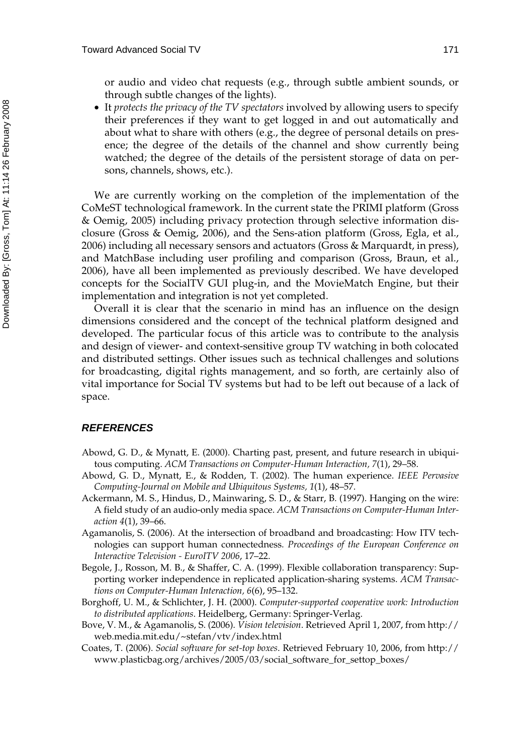or audio and video chat requests (e.g., through subtle ambient sounds, or through subtle changes of the lights).

- It *protects the privacy of the TV spectators* involved by allowing users to specify their preferences if they want to get logged in and out automatically and about what to share with others (e.g., the degree of personal details on presence; the degree of the details of the channel and show currently being watched; the degree of the details of the persistent storage of data on persons, channels, shows, etc.).

We are currently working on the completion of the implementation of the CoMeST technological framework. In the current state the PRIMI platform (Gross & Oemig, 2005) including privacy protection through selective information disclosure (Gross & Oemig, 2006), and the Sens-ation platform (Gross, Egla, et al., 2006) including all necessary sensors and actuators (Gross & Marquardt, in press), and MatchBase including user profiling and comparison (Gross, Braun, et al., 2006), have all been implemented as previously described. We have developed concepts for the SocialTV GUI plug-in, and the MovieMatch Engine, but their implementation and integration is not yet completed.

Overall it is clear that the scenario in mind has an influence on the design dimensions considered and the concept of the technical platform designed and developed. The particular focus of this article was to contribute to the analysis and design of viewer- and context-sensitive group TV watching in both colocated and distributed settings. Other issues such as technical challenges and solutions for broadcasting, digital rights management, and so forth, are certainly also of vital importance for Social TV systems but had to be left out because of a lack of space.

## REFERENCES

Abowd, G. D., & Mynatt, E. (2000). Charting past, present, and future research in ubiquitous computing. *ACM Transactions on Computer-Human Interaction, 7*(1), 29–58.

Abowd, G. D., Mynatt, E., & Rodden, T. (2002). The human experience. *IEEE Pervasive Computing-Journal on Mobile and Ubiquitous Systems, 1*(1), 48–57.

Ackermann, M. S., Hindus, D., Mainwaring, S. D., & Starr, B. (1997). Hanging on the wire: A field study of an audio-only media space. *ACM Transactions on Computer-Human Interaction 4*(1), 39–66.

Agamanolis, S. (2006). At the intersection of broadband and broadcasting: How ITV technologies can support human connectedness. *Proceedings of the European Conference on Interactive Television - EuroITV 2006*, 17–22.

Begole, J., Rosson, M. B., & Shaffer, C. A. (1999). Flexible collaboration transparency: Supporting worker independence in replicated application-sharing systems. *ACM Transactions on Computer-Human Interaction, 6*(6), 95–132.

Borghoff, U. M., & Schlichter, J. H. (2000). *Computer-supported cooperative work: Introduction to distributed applications.* Heidelberg, Germany: Springer-Verlag.

Bove, V. M., & Agamanolis, S. (2006). *Vision television*. Retrieved April 1, 2007, from http://web.media.mit.edu/~stefan/vtv/index.html

Coates, T. (2006). *Social software for set-top boxes.* Retrieved February 10, 2006, from http://www.plasticbag.org/archives/2005/03/social_software_for_settop_boxes/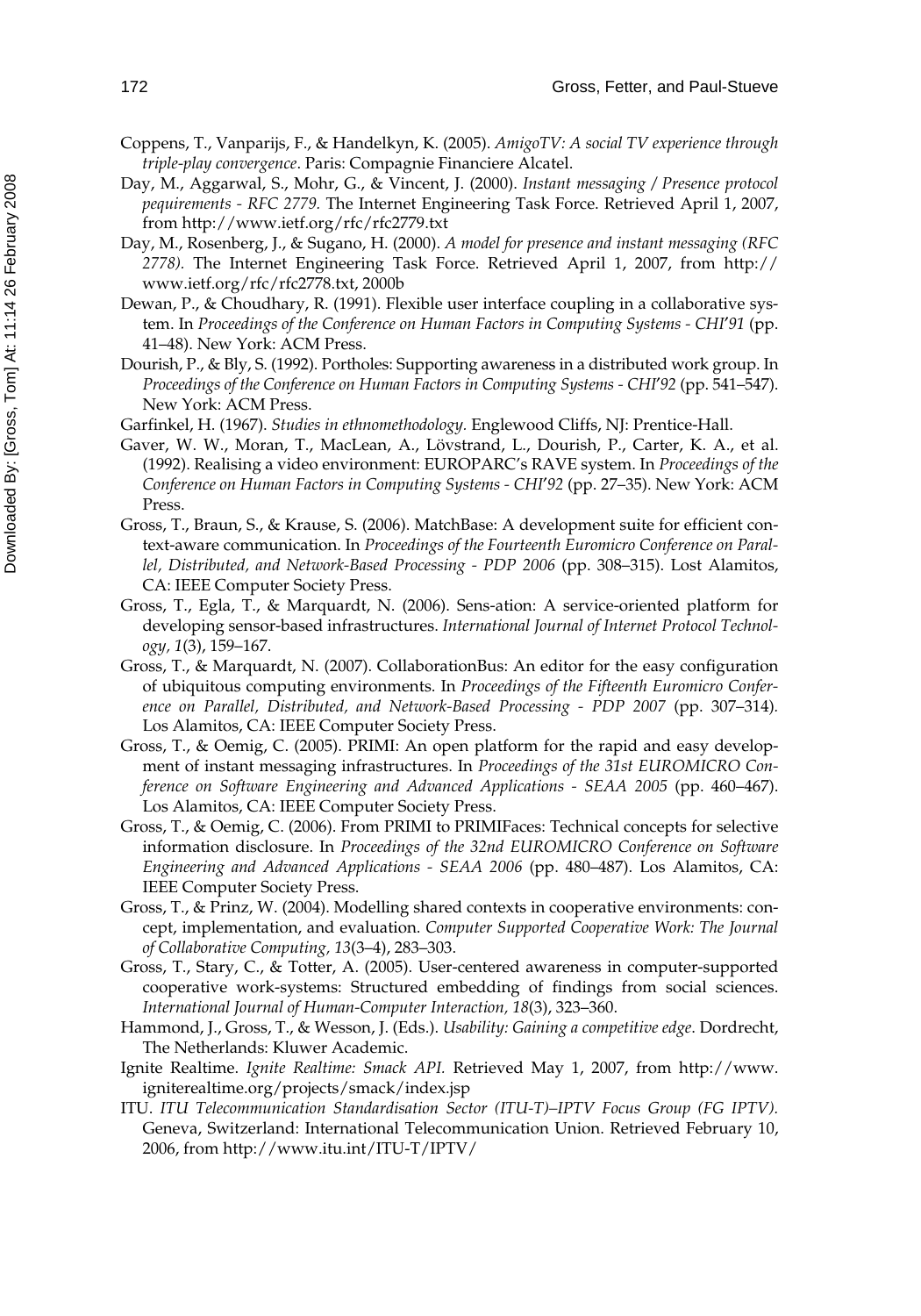Coppens, T., Vanparijs, F., & Handelkyn, K. (2005). *AmigoTV: A social TV experience through triple-play convergence*. Paris: Compagnie Financiere Alcatel.

Day, M., Aggarwal, S., Mohr, G., & Vincent, J. (2000). *Instant messaging / Presence protocol pequirements - RFC 2779.* The Internet Engineering Task Force. Retrieved April 1, 2007, from http://www.ietf.org/rfc/rfc2779.txt

Day, M., Rosenberg, J., & Sugano, H. (2000). *A model for presence and instant messaging (RFC 2778).* The Internet Engineering Task Force. Retrieved April 1, 2007, from http://www.ietf.org/rfc/rfc2778.txt, 2000b

Dewan, P., & Choudhary, R. (1991). Flexible user interface coupling in a collaborative system. In *Proceedings of the Conference on Human Factors in Computing Systems - CHI'91* (pp. 41–48). New York: ACM Press.

Dourish, P., & Bly, S. (1992). Portholes: Supporting awareness in a distributed work group. In *Proceedings of the Conference on Human Factors in Computing Systems - CHI'92* (pp. 541–547). New York: ACM Press.

Garfinkel, H. (1967). *Studies in ethnomethodology*. Englewood Cliffs, NJ: Prentice-Hall.

Gaver, W. W., Moran, T., MacLean, A., Lövstrand, L., Dourish, P., Carter, K. A., et al. (1992). Realising a video environment: EUROPARC's RAVE system. In *Proceedings of the Conference on Human Factors in Computing Systems - CHI'92* (pp. 27–35). New York: ACM Press.

Gross, T., Braun, S., & Krause, S. (2006). MatchBase: A development suite for efficient context-aware communication. In *Proceedings of the Fourteenth Euromicro Conference on Parallel, Distributed, and Network-Based Processing - PDP 2006* (pp. 308–315). Lost Alamitos, CA: IEEE Computer Society Press.

Gross, T., Egla, T., & Marquardt, N. (2006). Sens-ation: A service-oriented platform for developing sensor-based infrastructures. *International Journal of Internet Protocol Technology, 1*(3), 159–167.

Gross, T., & Marquardt, N. (2007). CollaborationBus: An editor for the easy configuration of ubiquitous computing environments. In *Proceedings of the Fifteenth Euromicro Conference on Parallel, Distributed, and Network-Based Processing - PDP 2007* (pp. 307–314). Los Alamitos, CA: IEEE Computer Society Press.

Gross, T., & Oemig, C. (2005). PRIMI: An open platform for the rapid and easy development of instant messaging infrastructures. In *Proceedings of the 31st EUROMICRO Conference on Software Engineering and Advanced Applications - SEAA 2005* (pp. 460–467). Los Alamitos, CA: IEEE Computer Society Press.

Gross, T., & Oemig, C. (2006). From PRIMI to PRIMIFaces: Technical concepts for selective information disclosure. In *Proceedings of the 32nd EUROMICRO Conference on Software Engineering and Advanced Applications - SEAA 2006* (pp. 480–487). Los Alamitos, CA: IEEE Computer Society Press.

Gross, T., & Prinz, W. (2004). Modelling shared contexts in cooperative environments: concept, implementation, and evaluation. *Computer Supported Cooperative Work: The Journal of Collaborative Computing, 13*(3–4), 283–303.

Gross, T., Stary, C., & Totter, A. (2005). User-centered awareness in computer-supported cooperative work-systems: Structured embedding of findings from social sciences. *International Journal of Human-Computer Interaction, 18*(3), 323–360.

Hammond, J., Gross, T., & Wesson, J. (Eds.). *Usability: Gaining a competitive edge*. Dordrecht, The Netherlands: Kluwer Academic.

Ignite Realtime. *Ignite Realtime: Smack API.* Retrieved May 1, 2007, from http://www.igniterealtime.org/projects/smack/index.jsp

ITU. *ITU Telecommunication Standardisation Sector (ITU-T)–IPTV Focus Group (FG IPTV).* Geneva, Switzerland: International Telecommunication Union. Retrieved February 10, 2006, from http://www.itu.int/ITU-T/IPTV/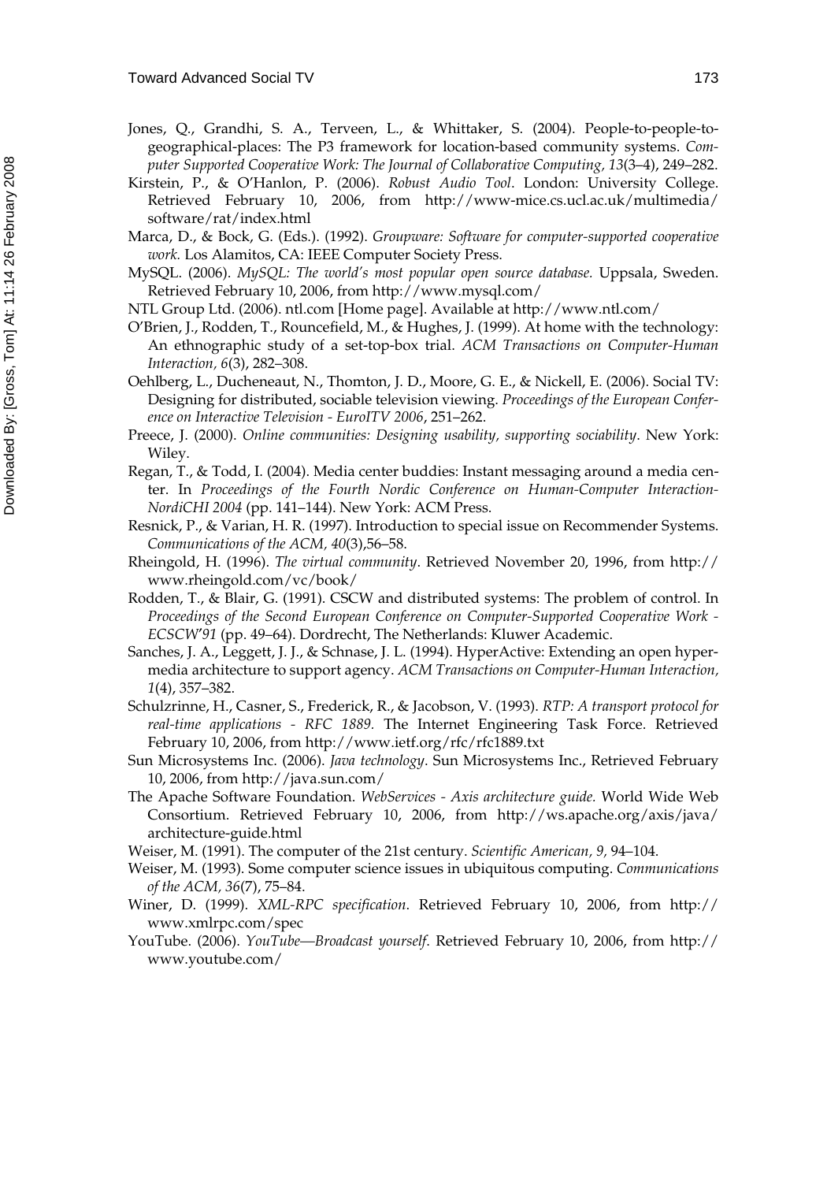Jones, Q., Grandhi, S. A., Terveen, L., & Whittaker, S. (2004). People-to-people-to-geographical-places: The P3 framework for location-based community systems. *Computer Supported Cooperative Work: The Journal of Collaborative Computing, 13*(3–4), 249–282.

Kirstein, P., & O'Hanlon, P. (2006). *Robust Audio Tool*. London: University College. Retrieved February 10, 2006, from http://www-mice.cs.ucl.ac.uk/multimedia/software/rat/index.html

Marca, D., & Bock, G. (Eds.). (1992). *Groupware: Software for computer-supported cooperative work.* Los Alamitos, CA: IEEE Computer Society Press.

MySQL. (2006). *MySQL: The world's most popular open source database.* Uppsala, Sweden. Retrieved February 10, 2006, from http://www.mysql.com/

NTL Group Ltd. (2006). ntl.com [Home page]. Available at http://www.ntl.com/

O'Brien, J., Rodden, T., Rouncefield, M., & Hughes, J. (1999). At home with the technology: An ethnographic study of a set-top-box trial. *ACM Transactions on Computer-Human Interaction, 6*(3), 282–308.

Oehlberg, L., Ducheneaut, N., Thomton, J. D., Moore, G. E., & Nickell, E. (2006). Social TV: Designing for distributed, sociable television viewing. *Proceedings of the European Conference on Interactive Television - EuroITV 2006*, 251–262.

Preece, J. (2000). *Online communities: Designing usability, supporting sociability*. New York: Wiley.

Regan, T., & Todd, I. (2004). Media center buddies: Instant messaging around a media center. In *Proceedings of the Fourth Nordic Conference on Human-Computer Interaction-NordiCHI 2004* (pp. 141–144). New York: ACM Press.

Resnick, P., & Varian, H. R. (1997). Introduction to special issue on Recommender Systems. *Communications of the ACM, 40*(3),56–58.

Rheingold, H. (1996). *The virtual community*. Retrieved November 20, 1996, from http://www.rheingold.com/vc/book/

Rodden, T., & Blair, G. (1991). CSCW and distributed systems: The problem of control. In *Proceedings of the Second European Conference on Computer-Supported Cooperative Work - ECSCW'91* (pp. 49–64). Dordrecht, The Netherlands: Kluwer Academic.

Sanches, J. A., Leggett, J. J., & Schnase, J. L. (1994). HyperActive: Extending an open hypermedia architecture to support agency. *ACM Transactions on Computer-Human Interaction, 1*(4), 357–382.

Schulzrinne, H., Casner, S., Frederick, R., & Jacobson, V. (1993). *RTP: A transport protocol for real-time applications - RFC 1889*. The Internet Engineering Task Force. Retrieved February 10, 2006, from http://www.ietf.org/rfc/rfc1889.txt

Sun Microsystems Inc. (2006). *Java technology*. Sun Microsystems Inc., Retrieved February 10, 2006, from http://java.sun.com/

The Apache Software Foundation. *WebServices - Axis architecture guide.* World Wide Web Consortium. Retrieved February 10, 2006, from http://ws.apache.org/axis/java/architecture-guide.html

Weiser, M. (1991). The computer of the 21st century. *Scientific American, 9,* 94–104.

Weiser, M. (1993). Some computer science issues in ubiquitous computing. *Communications of the ACM, 36*(7), 75–84.

Winer, D. (1999). *XML-RPC specification*. Retrieved February 10, 2006, from http://www.xmlrpc.com/spec

YouTube. (2006). *YouTube—Broadcast yourself*. Retrieved February 10, 2006, from http://www.youtube.com/